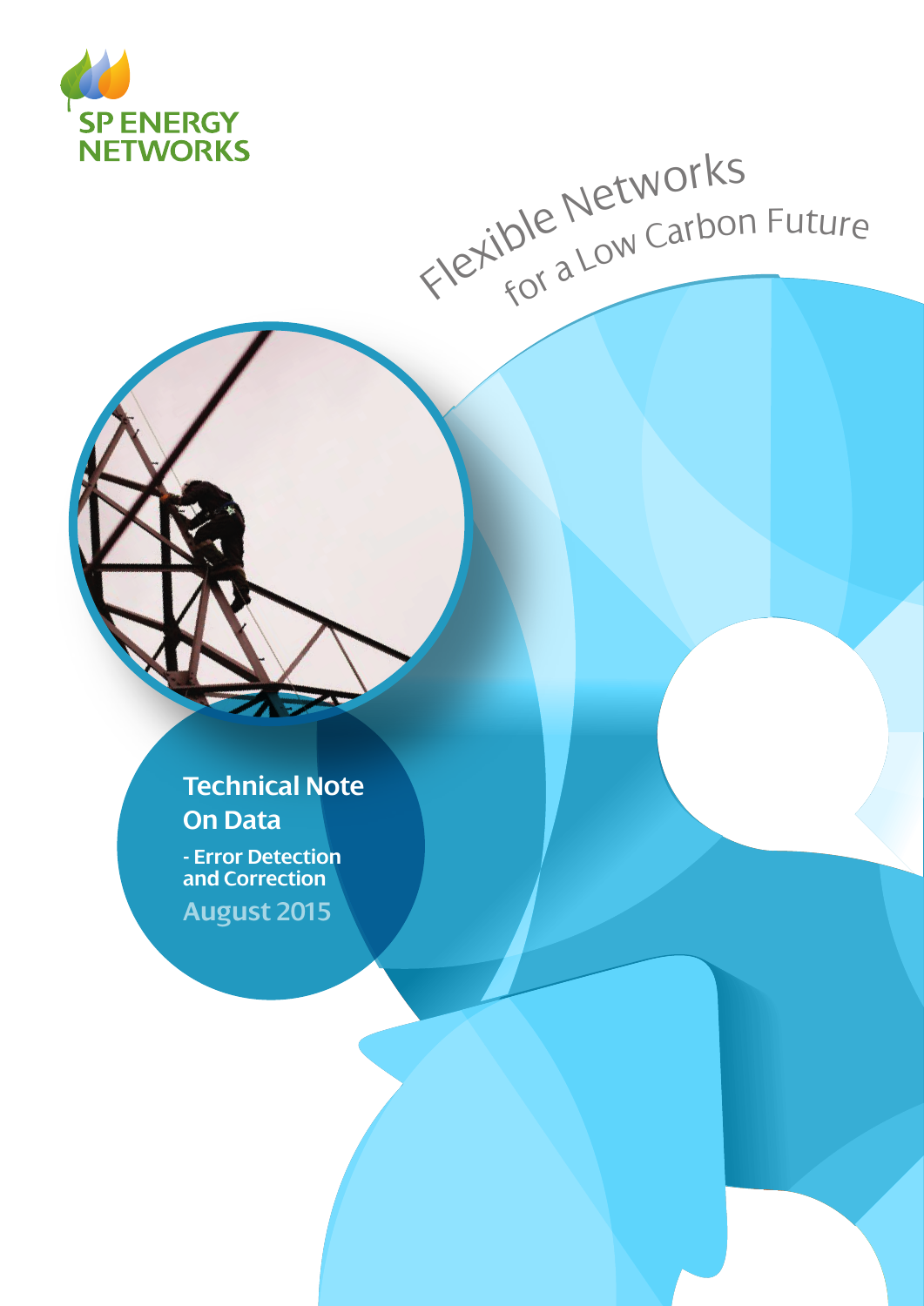SP ENERGY NETWORKS

Flexible Networks for a Low Carbon Future

# Technical Note On Data

## - Error Detection and Correction

August 2015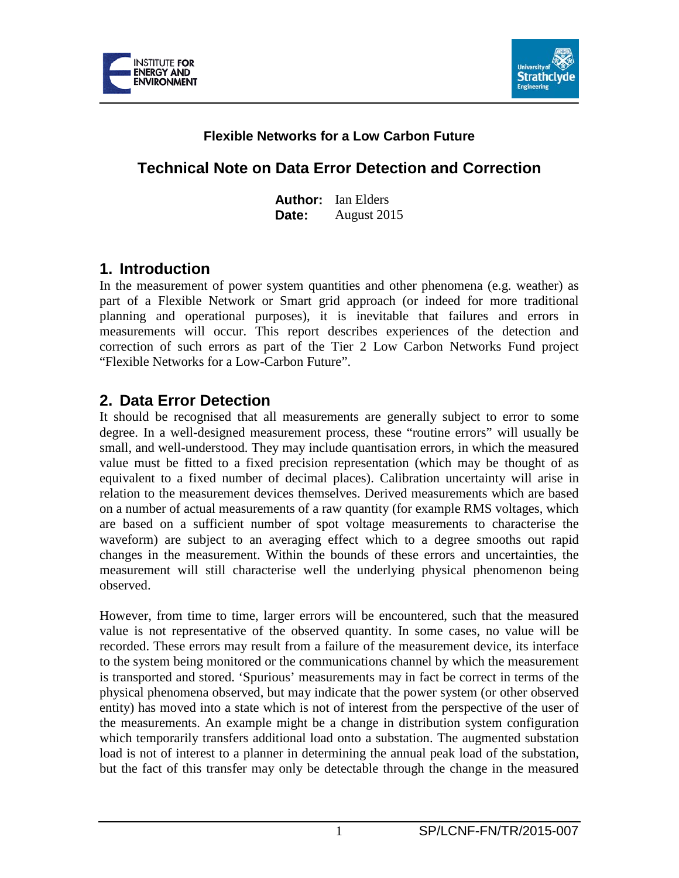**Flexible Networks for a Low Carbon Future**

# Technical Note on Data Error Detection and Correction

**Author:** Ian Elders
**Date:** August 2015

## 1. Introduction

In the measurement of power system quantities and other phenomena (e.g. weather) as part of a Flexible Network or Smart grid approach (or indeed for more traditional planning and operational purposes), it is inevitable that failures and errors in measurements will occur. This report describes experiences of the detection and correction of such errors as part of the Tier 2 Low Carbon Networks Fund project "Flexible Networks for a Low-Carbon Future".

## 2. Data Error Detection

It should be recognised that all measurements are generally subject to error to some degree. In a well-designed measurement process, these "routine errors" will usually be small, and well-understood. They may include quantisation errors, in which the measured value must be fitted to a fixed precision representation (which may be thought of as equivalent to a fixed number of decimal places). Calibration uncertainty will arise in relation to the measurement devices themselves. Derived measurements which are based on a number of actual measurements of a raw quantity (for example RMS voltages, which are based on a sufficient number of spot voltage measurements to characterise the waveform) are subject to an averaging effect which to a degree smooths out rapid changes in the measurement. Within the bounds of these errors and uncertainties, the measurement will still characterise well the underlying physical phenomenon being observed.

However, from time to time, larger errors will be encountered, such that the measured value is not representative of the observed quantity. In some cases, no value will be recorded. These errors may result from a failure of the measurement device, its interface to the system being monitored or the communications channel by which the measurement is transported and stored. 'Spurious' measurements may in fact be correct in terms of the physical phenomena observed, but may indicate that the power system (or other observed entity) has moved into a state which is not of interest from the perspective of the user of the measurements. An example might be a change in distribution system configuration which temporarily transfers additional load onto a substation. The augmented substation load is not of interest to a planner in determining the annual peak load of the substation, but the fact of this transfer may only be detectable through the change in the measured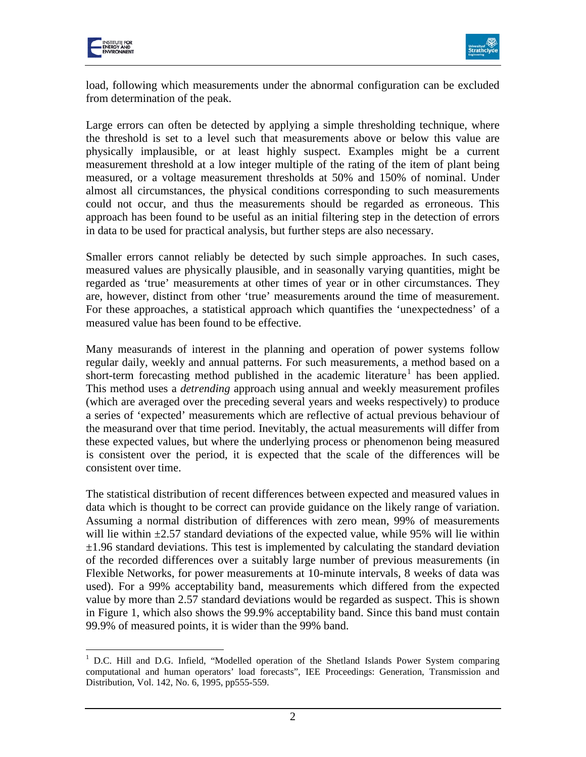load, following which measurements under the abnormal configuration can be excluded from determination of the peak.

Large errors can often be detected by applying a simple thresholding technique, where the threshold is set to a level such that measurements above or below this value are physically implausible, or at least highly suspect. Examples might be a current measurement threshold at a low integer multiple of the rating of the item of plant being measured, or a voltage measurement thresholds at 50% and 150% of nominal. Under almost all circumstances, the physical conditions corresponding to such measurements could not occur, and thus the measurements should be regarded as erroneous. This approach has been found to be useful as an initial filtering step in the detection of errors in data to be used for practical analysis, but further steps are also necessary.

Smaller errors cannot reliably be detected by such simple approaches. In such cases, measured values are physically plausible, and in seasonally varying quantities, might be regarded as 'true' measurements at other times of year or in other circumstances. They are, however, distinct from other 'true' measurements around the time of measurement. For these approaches, a statistical approach which quantifies the 'unexpectedness' of a measured value has been found to be effective.

Many measurands of interest in the planning and operation of power systems follow regular daily, weekly and annual patterns. For such measurements, a method based on a short-term forecasting method published in the academic literature[1] has been applied. This method uses a *detrending* approach using annual and weekly measurement profiles (which are averaged over the preceding several years and weeks respectively) to produce a series of 'expected' measurements which are reflective of actual previous behaviour of the measurand over that time period. Inevitably, the actual measurements will differ from these expected values, but where the underlying process or phenomenon being measured is consistent over the period, it is expected that the scale of the differences will be consistent over time.

The statistical distribution of recent differences between expected and measured values in data which is thought to be correct can provide guidance on the likely range of variation. Assuming a normal distribution of differences with zero mean, 99% of measurements will lie within $\pm 2.57$ standard deviations of the expected value, while 95% will lie within $\pm 1.96$ standard deviations. This test is implemented by calculating the standard deviation of the recorded differences over a suitably large number of previous measurements (in Flexible Networks, for power measurements at 10-minute intervals, 8 weeks of data was used). For a 99% acceptability band, measurements which differed from the expected value by more than 2.57 standard deviations would be regarded as suspect. This is shown in Figure 1, which also shows the 99.9% acceptability band. Since this band must contain 99.9% of measured points, it is wider than the 99% band.

[1] D.C. Hill and D.G. Infield, "Modelled operation of the Shetland Islands Power System comparing computational and human operators' load forecasts", IEE Proceedings: Generation, Transmission and Distribution, Vol. 142, No. 6, 1995, pp555-559.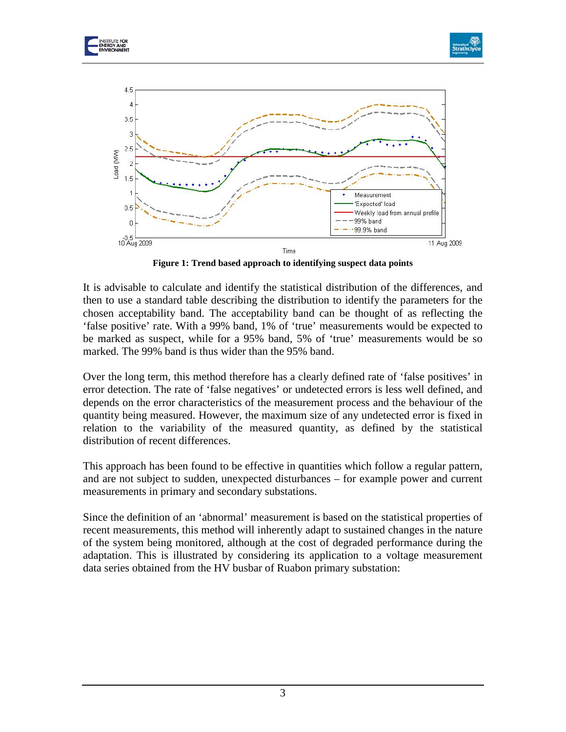**Figure 1: Trend based approach to identifying suspect data points**

It is advisable to calculate and identify the statistical distribution of the differences, and then to use a standard table describing the distribution to identify the parameters for the chosen acceptability band. The acceptability band can be thought of as reflecting the 'false positive' rate. With a 99% band, 1% of 'true' measurements would be expected to be marked as suspect, while for a 95% band, 5% of 'true' measurements would be so marked. The 99% band is thus wider than the 95% band.

Over the long term, this method therefore has a clearly defined rate of 'false positives' in error detection. The rate of 'false negatives' or undetected errors is less well defined, and depends on the error characteristics of the measurement process and the behaviour of the quantity being measured. However, the maximum size of any undetected error is fixed in relation to the variability of the measured quantity, as defined by the statistical distribution of recent differences.

This approach has been found to be effective in quantities which follow a regular pattern, and are not subject to sudden, unexpected disturbances – for example power and current measurements in primary and secondary substations.

Since the definition of an 'abnormal' measurement is based on the statistical properties of recent measurements, this method will inherently adapt to sustained changes in the nature of the system being monitored, although at the cost of degraded performance during the adaptation. This is illustrated by considering its application to a voltage measurement data series obtained from the HV busbar of Ruabon primary substation: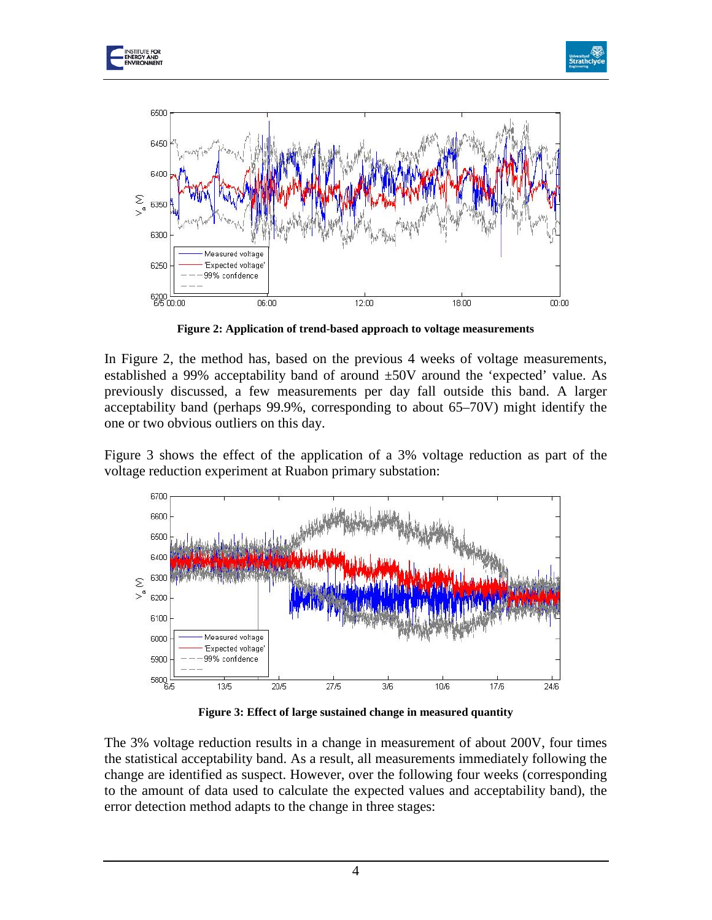Figure 2: Application of trend-based approach to voltage measurements

In Figure 2, the method has, based on the previous 4 weeks of voltage measurements, established a 99% acceptability band of around ±50V around the 'expected' value. As previously discussed, a few measurements per day fall outside this band. A larger acceptability band (perhaps 99.9%, corresponding to about 65–70V) might identify the one or two obvious outliers on this day.

Figure 3 shows the effect of the application of a 3% voltage reduction as part of the voltage reduction experiment at Ruabon primary substation:

Figure 3: Effect of large sustained change in measured quantity

The 3% voltage reduction results in a change in measurement of about 200V, four times the statistical acceptability band. As a result, all measurements immediately following the change are identified as suspect. However, over the following four weeks (corresponding to the amount of data used to calculate the expected values and acceptability band), the error detection method adapts to the change in three stages: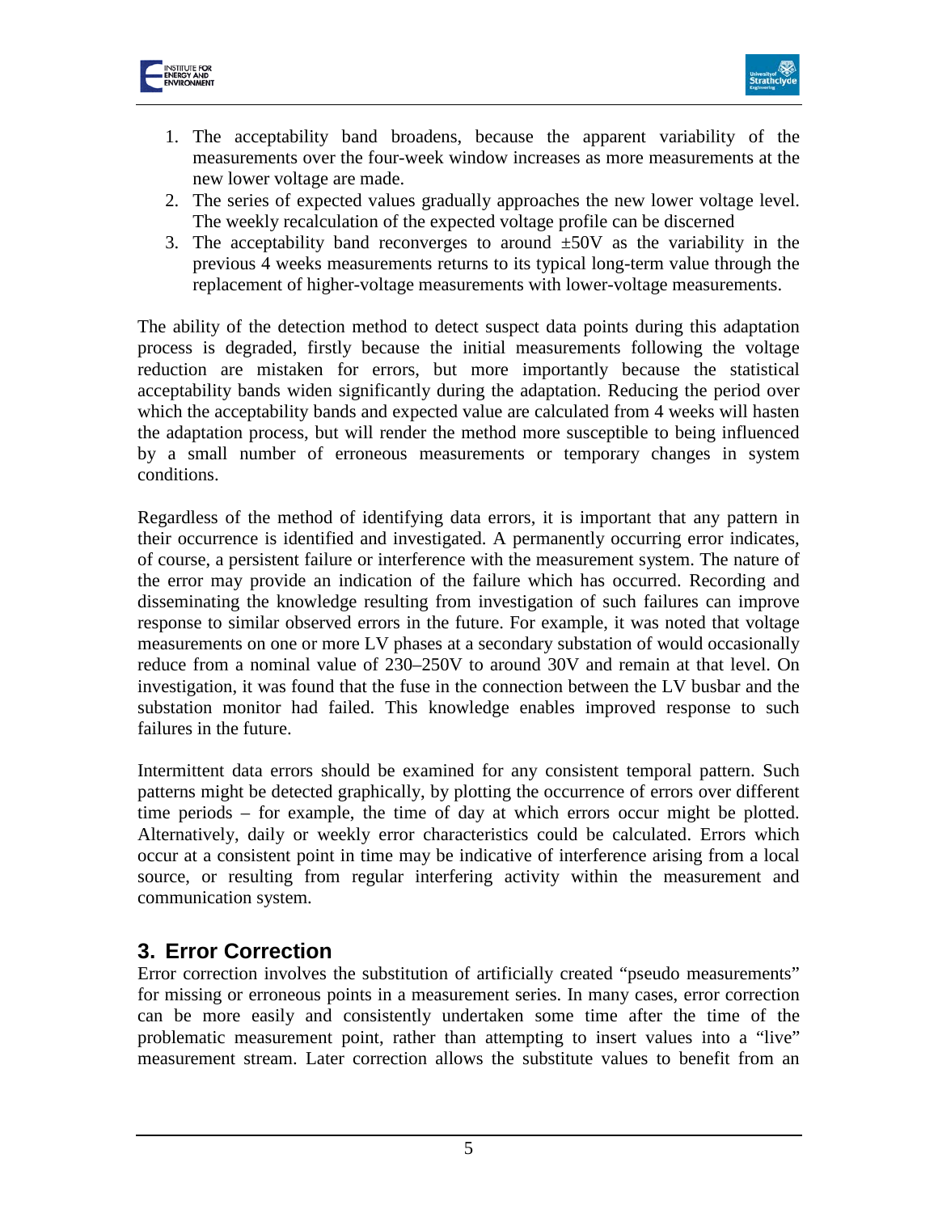1. The acceptability band broadens, because the apparent variability of the measurements over the four-week window increases as more measurements at the new lower voltage are made.
2. The series of expected values gradually approaches the new lower voltage level. The weekly recalculation of the expected voltage profile can be discerned
3. The acceptability band reconverges to around ±50V as the variability in the previous 4 weeks measurements returns to its typical long-term value through the replacement of higher-voltage measurements with lower-voltage measurements.

The ability of the detection method to detect suspect data points during this adaptation process is degraded, firstly because the initial measurements following the voltage reduction are mistaken for errors, but more importantly because the statistical acceptability bands widen significantly during the adaptation. Reducing the period over which the acceptability bands and expected value are calculated from 4 weeks will hasten the adaptation process, but will render the method more susceptible to being influenced by a small number of erroneous measurements or temporary changes in system conditions.

Regardless of the method of identifying data errors, it is important that any pattern in their occurrence is identified and investigated. A permanently occurring error indicates, of course, a persistent failure or interference with the measurement system. The nature of the error may provide an indication of the failure which has occurred. Recording and disseminating the knowledge resulting from investigation of such failures can improve response to similar observed errors in the future. For example, it was noted that voltage measurements on one or more LV phases at a secondary substation of would occasionally reduce from a nominal value of 230–250V to around 30V and remain at that level. On investigation, it was found that the fuse in the connection between the LV busbar and the substation monitor had failed. This knowledge enables improved response to such failures in the future.

Intermittent data errors should be examined for any consistent temporal pattern. Such patterns might be detected graphically, by plotting the occurrence of errors over different time periods – for example, the time of day at which errors occur might be plotted. Alternatively, daily or weekly error characteristics could be calculated. Errors which occur at a consistent point in time may be indicative of interference arising from a local source, or resulting from regular interfering activity within the measurement and communication system.

## 3. Error Correction

Error correction involves the substitution of artificially created "pseudo measurements" for missing or erroneous points in a measurement series. In many cases, error correction can be more easily and consistently undertaken some time after the time of the problematic measurement point, rather than attempting to insert values into a "live" measurement stream. Later correction allows the substitute values to benefit from an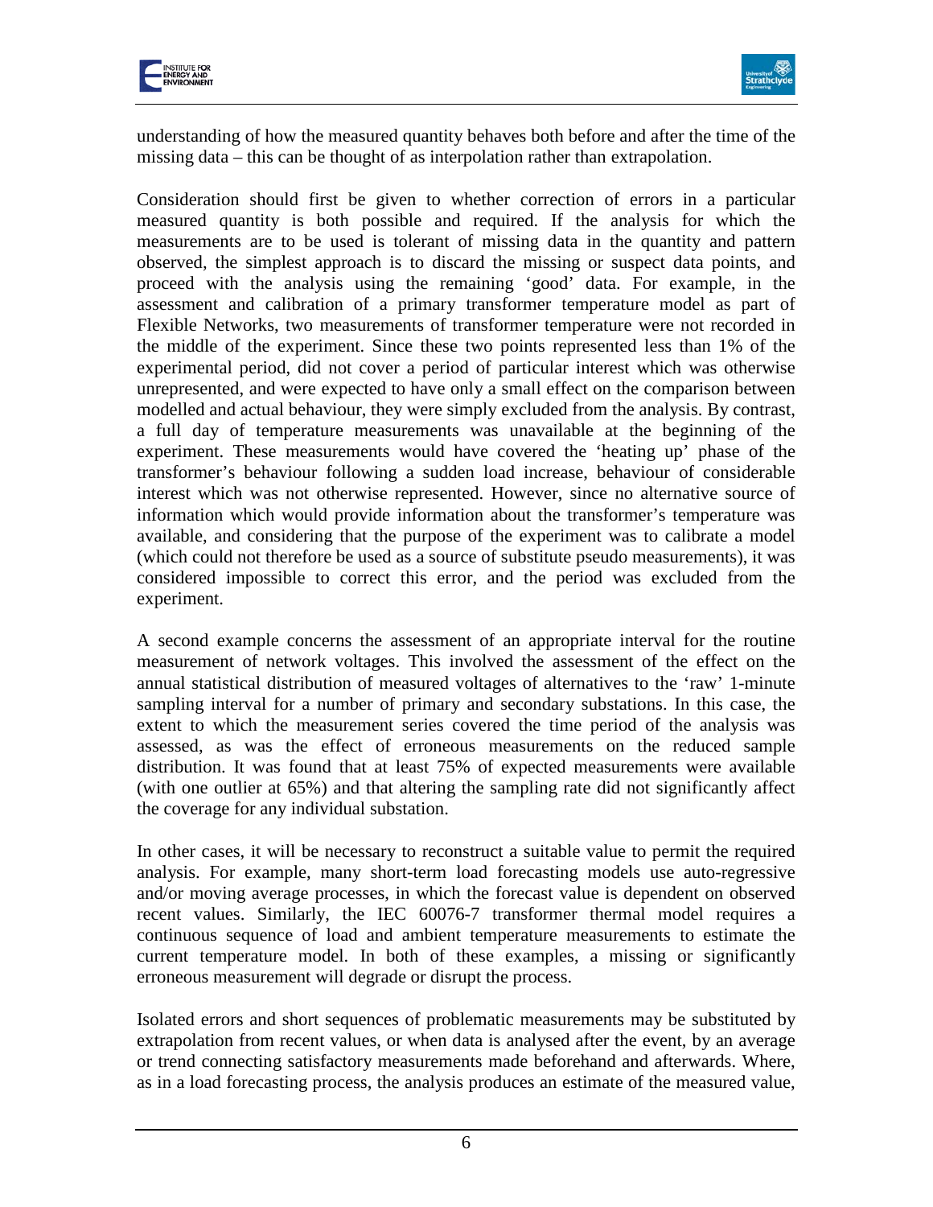understanding of how the measured quantity behaves both before and after the time of the missing data – this can be thought of as interpolation rather than extrapolation.

Consideration should first be given to whether correction of errors in a particular measured quantity is both possible and required. If the analysis for which the measurements are to be used is tolerant of missing data in the quantity and pattern observed, the simplest approach is to discard the missing or suspect data points, and proceed with the analysis using the remaining 'good' data. For example, in the assessment and calibration of a primary transformer temperature model as part of Flexible Networks, two measurements of transformer temperature were not recorded in the middle of the experiment. Since these two points represented less than 1% of the experimental period, did not cover a period of particular interest which was otherwise unrepresented, and were expected to have only a small effect on the comparison between modelled and actual behaviour, they were simply excluded from the analysis. By contrast, a full day of temperature measurements was unavailable at the beginning of the experiment. These measurements would have covered the 'heating up' phase of the transformer's behaviour following a sudden load increase, behaviour of considerable interest which was not otherwise represented. However, since no alternative source of information which would provide information about the transformer's temperature was available, and considering that the purpose of the experiment was to calibrate a model (which could not therefore be used as a source of substitute pseudo measurements), it was considered impossible to correct this error, and the period was excluded from the experiment.

A second example concerns the assessment of an appropriate interval for the routine measurement of network voltages. This involved the assessment of the effect on the annual statistical distribution of measured voltages of alternatives to the 'raw' 1-minute sampling interval for a number of primary and secondary substations. In this case, the extent to which the measurement series covered the time period of the analysis was assessed, as was the effect of erroneous measurements on the reduced sample distribution. It was found that at least 75% of expected measurements were available (with one outlier at 65%) and that altering the sampling rate did not significantly affect the coverage for any individual substation.

In other cases, it will be necessary to reconstruct a suitable value to permit the required analysis. For example, many short-term load forecasting models use auto-regressive and/or moving average processes, in which the forecast value is dependent on observed recent values. Similarly, the IEC 60076-7 transformer thermal model requires a continuous sequence of load and ambient temperature measurements to estimate the current temperature model. In both of these examples, a missing or significantly erroneous measurement will degrade or disrupt the process.

Isolated errors and short sequences of problematic measurements may be substituted by extrapolation from recent values, or when data is analysed after the event, by an average or trend connecting satisfactory measurements made beforehand and afterwards. Where, as in a load forecasting process, the analysis produces an estimate of the measured value,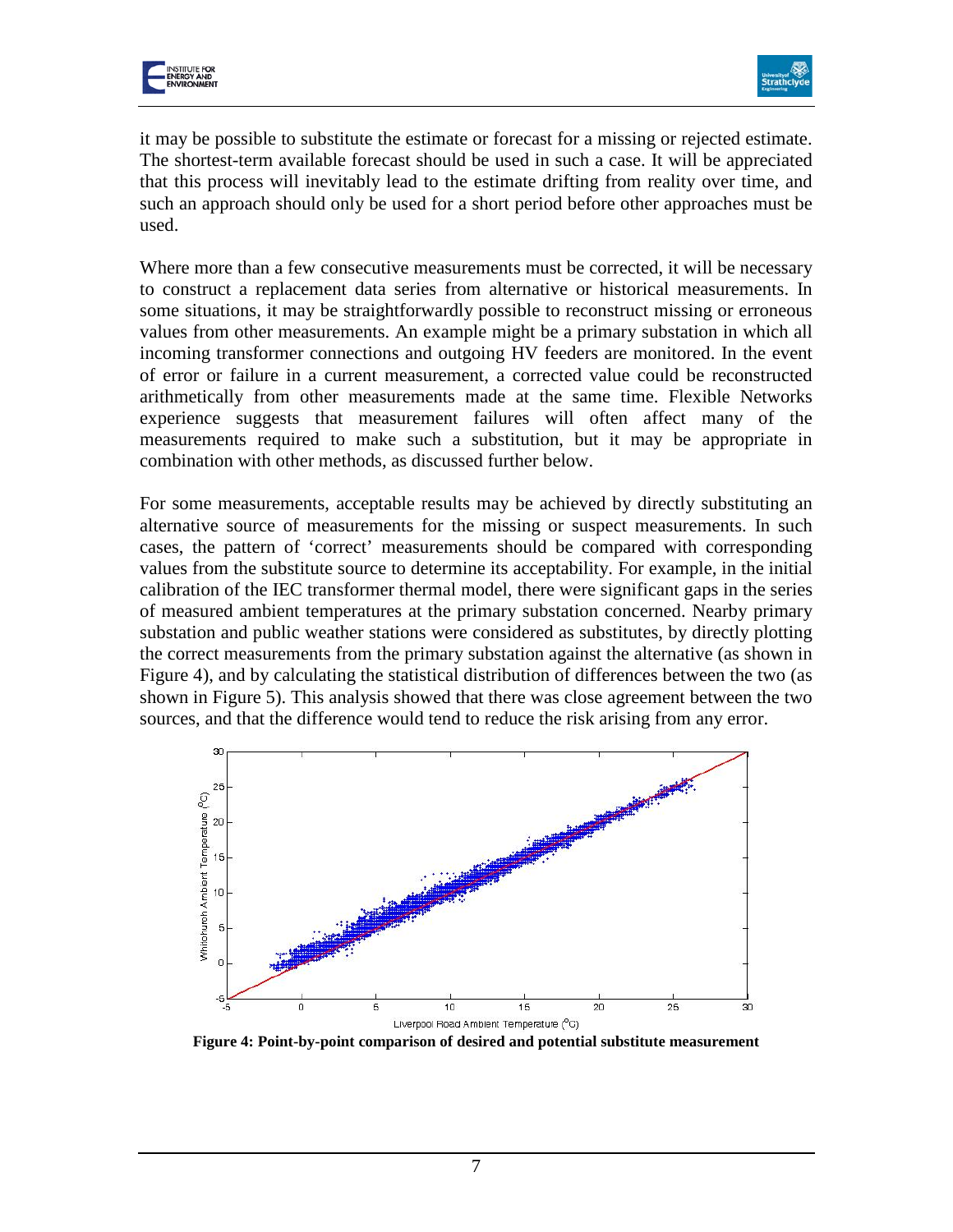it may be possible to substitute the estimate or forecast for a missing or rejected estimate. The shortest-term available forecast should be used in such a case. It will be appreciated that this process will inevitably lead to the estimate drifting from reality over time, and such an approach should only be used for a short period before other approaches must be used.

Where more than a few consecutive measurements must be corrected, it will be necessary to construct a replacement data series from alternative or historical measurements. In some situations, it may be straightforwardly possible to reconstruct missing or erroneous values from other measurements. An example might be a primary substation in which all incoming transformer connections and outgoing HV feeders are monitored. In the event of error or failure in a current measurement, a corrected value could be reconstructed arithmetically from other measurements made at the same time. Flexible Networks experience suggests that measurement failures will often affect many of the measurements required to make such a substitution, but it may be appropriate in combination with other methods, as discussed further below.

For some measurements, acceptable results may be achieved by directly substituting an alternative source of measurements for the missing or suspect measurements. In such cases, the pattern of 'correct' measurements should be compared with corresponding values from the substitute source to determine its acceptability. For example, in the initial calibration of the IEC transformer thermal model, there were significant gaps in the series of measured ambient temperatures at the primary substation concerned. Nearby primary substation and public weather stations were considered as substitutes, by directly plotting the correct measurements from the primary substation against the alternative (as shown in Figure 4), and by calculating the statistical distribution of differences between the two (as shown in Figure 5). This analysis showed that there was close agreement between the two sources, and that the difference would tend to reduce the risk arising from any error.

**Figure 4: Point-by-point comparison of desired and potential substitute measurement**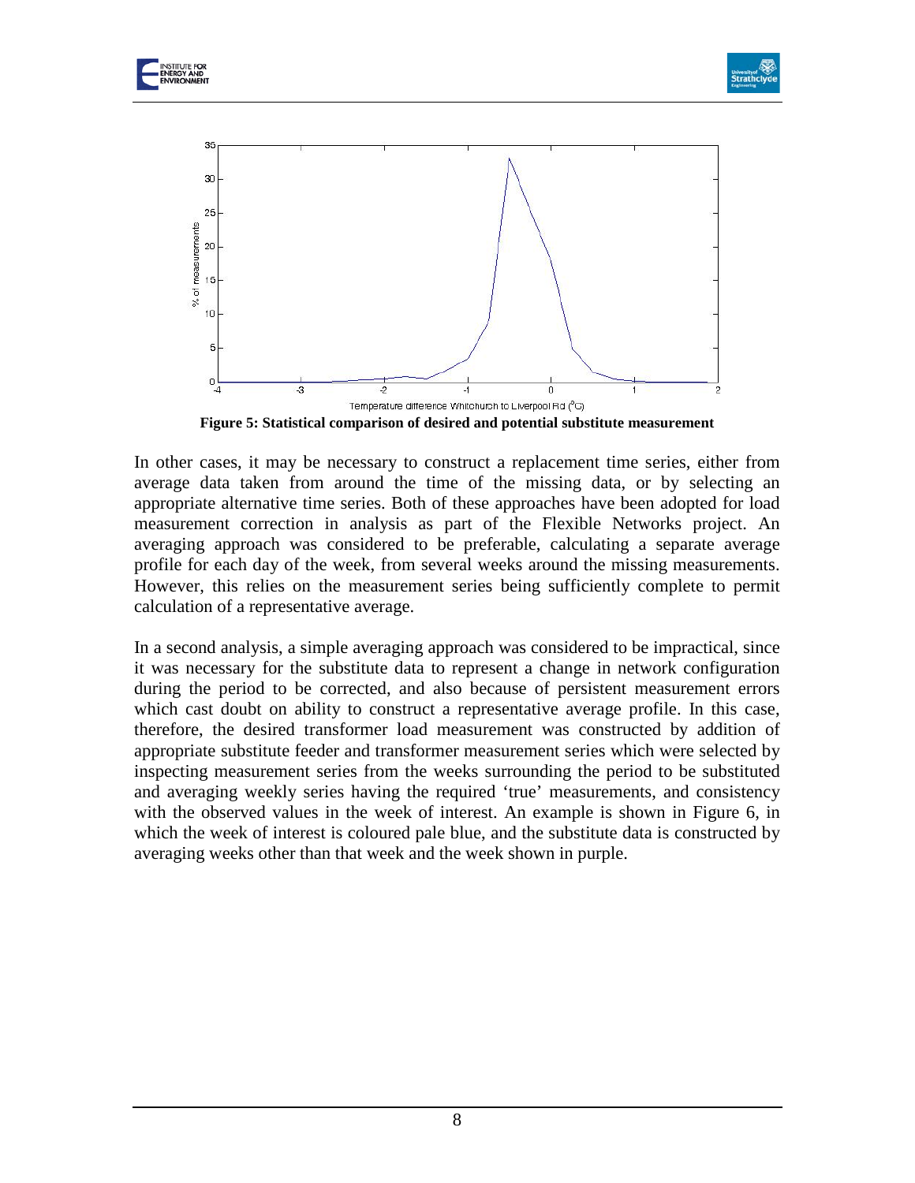Figure 5: Statistical comparison of desired and potential substitute measurement

In other cases, it may be necessary to construct a replacement time series, either from average data taken from around the time of the missing data, or by selecting an appropriate alternative time series. Both of these approaches have been adopted for load measurement correction in analysis as part of the Flexible Networks project. An averaging approach was considered to be preferable, calculating a separate average profile for each day of the week, from several weeks around the missing measurements. However, this relies on the measurement series being sufficiently complete to permit calculation of a representative average.

In a second analysis, a simple averaging approach was considered to be impractical, since it was necessary for the substitute data to represent a change in network configuration during the period to be corrected, and also because of persistent measurement errors which cast doubt on ability to construct a representative average profile. In this case, therefore, the desired transformer load measurement was constructed by addition of appropriate substitute feeder and transformer measurement series which were selected by inspecting measurement series from the weeks surrounding the period to be substituted and averaging weekly series having the required 'true' measurements, and consistency with the observed values in the week of interest. An example is shown in Figure 6, in which the week of interest is coloured pale blue, and the substitute data is constructed by averaging weeks other than that week and the week shown in purple.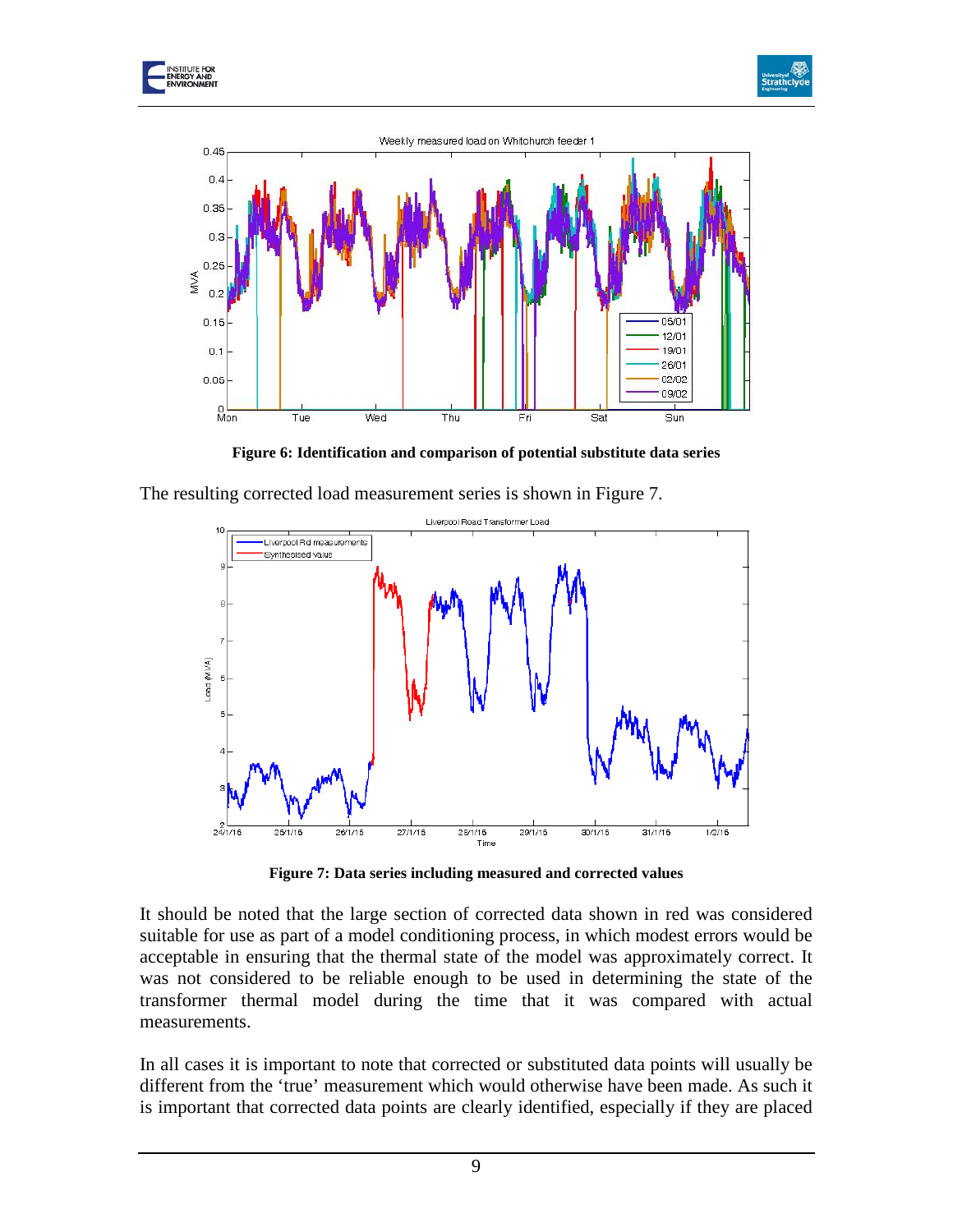**Figure 6: Identification and comparison of potential substitute data series**

The resulting corrected load measurement series is shown in Figure 7.

**Figure 7: Data series including measured and corrected values**

It should be noted that the large section of corrected data shown in red was considered suitable for use as part of a model conditioning process, in which modest errors would be acceptable in ensuring that the thermal state of the model was approximately correct. It was not considered to be reliable enough to be used in determining the state of the transformer thermal model during the time that it was compared with actual measurements.

In all cases it is important to note that corrected or substituted data points will usually be different from the 'true' measurement which would otherwise have been made. As such it is important that corrected data points are clearly identified, especially if they are placed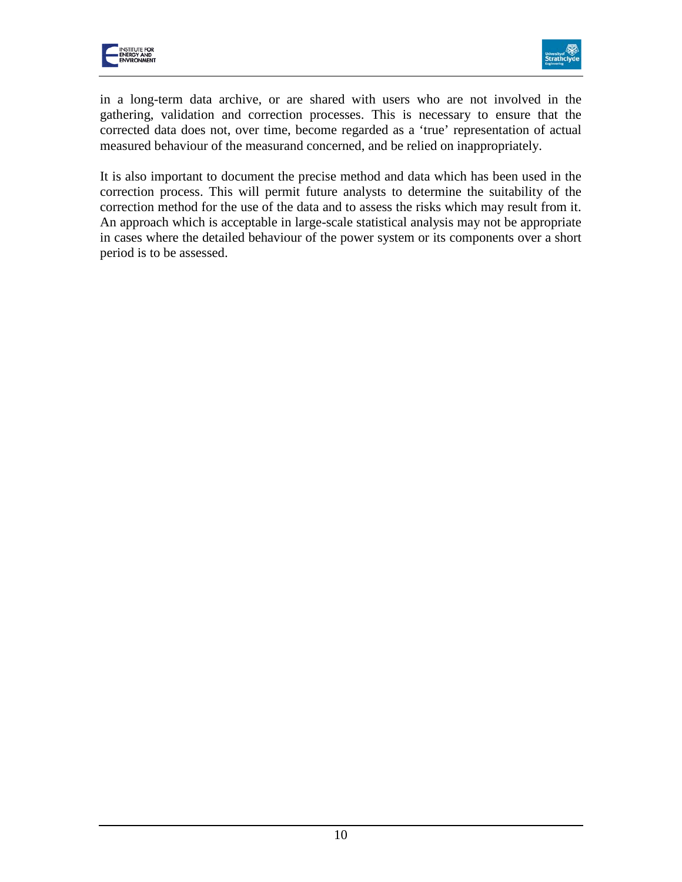in a long-term data archive, or are shared with users who are not involved in the gathering, validation and correction processes. This is necessary to ensure that the corrected data does not, over time, become regarded as a 'true' representation of actual measured behaviour of the measurand concerned, and be relied on inappropriately.

It is also important to document the precise method and data which has been used in the correction process. This will permit future analysts to determine the suitability of the correction method for the use of the data and to assess the risks which may result from it. An approach which is acceptable in large-scale statistical analysis may not be appropriate in cases where the detailed behaviour of the power system or its components over a short period is to be assessed.